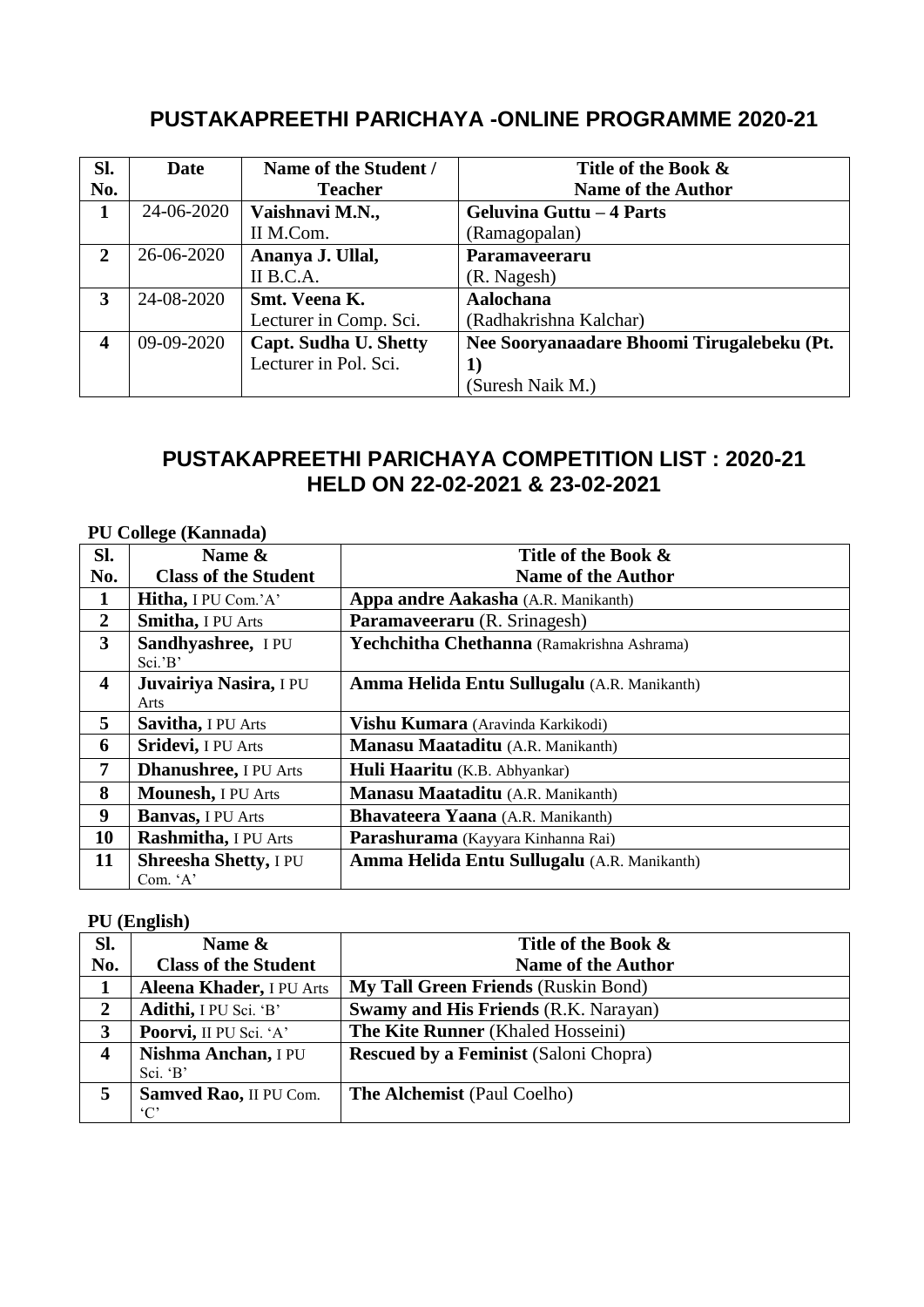## PUSTAKAPREETHI PARICHAYA -ONLINE PROGRAMME 2020-21

| Sl. No. | Date | Name of the Student / Teacher | Title of the Book & Name of the Author |
|---|---|---|---|
| 1 | 24-06-2020 | **Vaishnavi M.N.,** II M.Com. | **Geluvina Guttu – 4 Parts** (Ramagopalan) |
| 2 | 26-06-2020 | **Ananya J. Ullal,** II B.C.A. | **Paramaveeraru** (R. Nagesh) |
| 3 | 24-08-2020 | **Smt. Veena K.** Lecturer in Comp. Sci. | **Aalochana** (Radhakrishna Kalchar) |
| 4 | 09-09-2020 | **Capt. Sudha U. Shetty** Lecturer in Pol. Sci. | **Nee Sooryanaadare Bhoomi Tirugalebeku (Pt. 1)** (Suresh Naik M.) |

## PUSTAKAPREETHI PARICHAYA COMPETITION LIST : 2020-21 HELD ON 22-02-2021 & 23-02-2021

**PU College (Kannada)**

| Sl. No. | Name & Class of the Student | Title of the Book & Name of the Author |
|---|---|---|
| 1 | **Hitha,** I PU Com.'A' | **Appa andre Aakasha** (A.R. Manikanth) |
| 2 | **Smitha,** I PU Arts | **Paramaveeraru** (R. Srinagesh) |
| 3 | **Sandhyashree,** I PU Sci.'B' | **Yechchitha Chethanna** (Ramakrishna Ashrama) |
| 4 | **Juvairiya Nasira,** I PU Arts | **Amma Helida Entu Sullugalu** (A.R. Manikanth) |
| 5 | **Savitha,** I PU Arts | **Vishu Kumara** (Aravinda Karkikodi) |
| 6 | **Sridevi,** I PU Arts | **Manasu Maataditu** (A.R. Manikanth) |
| 7 | **Dhanushree,** I PU Arts | **Huli Haaritu** (K.B. Abhyankar) |
| 8 | **Mounesh,** I PU Arts | **Manasu Maataditu** (A.R. Manikanth) |
| 9 | **Banvas,** I PU Arts | **Bhavateera Yaana** (A.R. Manikanth) |
| 10 | **Rashmitha,** I PU Arts | **Parashurama** (Kayyara Kinhanna Rai) |
| 11 | **Shreesha Shetty,** I PU Com. 'A' | **Amma Helida Entu Sullugalu** (A.R. Manikanth) |

**PU (English)**

| Sl. No. | Name & Class of the Student | Title of the Book & Name of the Author |
|---|---|---|
| 1 | **Aleena Khader,** I PU Arts | **My Tall Green Friends** (Ruskin Bond) |
| 2 | **Adithi,** I PU Sci. 'B' | **Swamy and His Friends** (R.K. Narayan) |
| 3 | **Poorvi,** II PU Sci. 'A' | **The Kite Runner** (Khaled Hosseini) |
| 4 | **Nishma Anchan,** I PU Sci. 'B' | **Rescued by a Feminist** (Saloni Chopra) |
| 5 | **Samved Rao,** II PU Com. 'C' | **The Alchemist** (Paul Coelho) |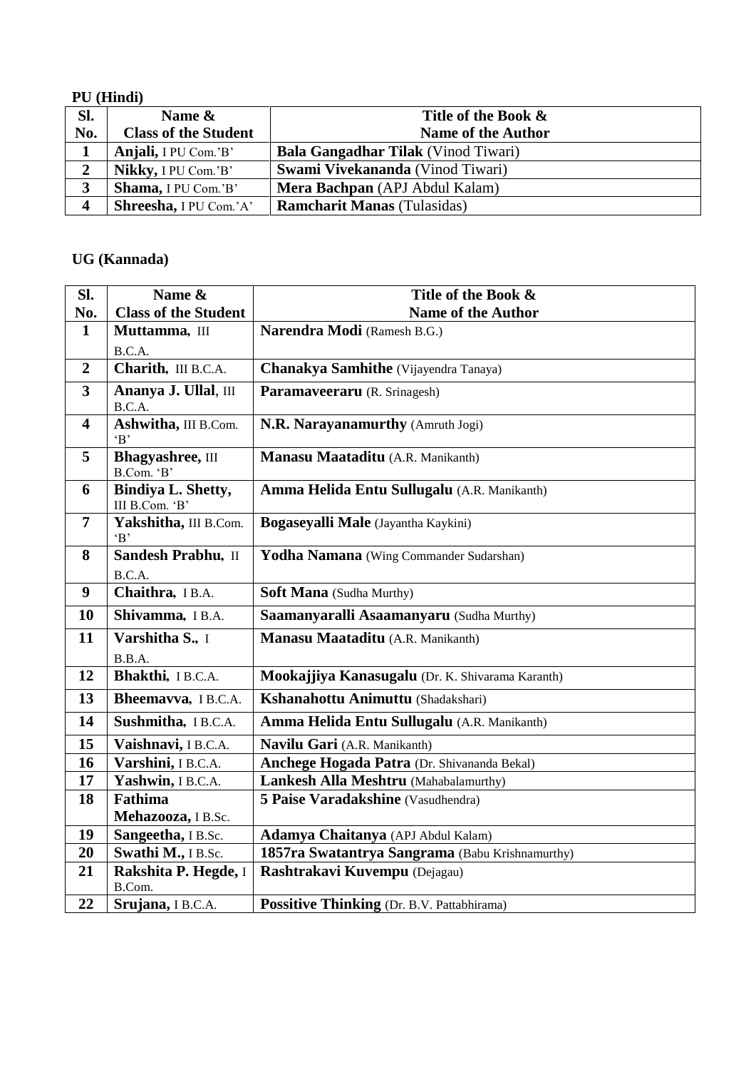**PU (Hindi)**

| Sl. No. | Name & Class of the Student | Title of the Book & Name of the Author |
|---|---|---|
| 1 | **Anjali,** I PU Com.'B' | **Bala Gangadhar Tilak** (Vinod Tiwari) |
| 2 | **Nikky,** I PU Com.'B' | **Swami Vivekananda** (Vinod Tiwari) |
| 3 | **Shama,** I PU Com.'B' | **Mera Bachpan** (APJ Abdul Kalam) |
| 4 | **Shreesha,** I PU Com.'A' | **Ramcharit Manas** (Tulasidas) |

**UG (Kannada)**

| Sl. No. | Name & Class of the Student | Title of the Book & Name of the Author |
|---|---|---|
| 1 | **Muttamma,** III B.C.A. | **Narendra Modi** (Ramesh B.G.) |
| 2 | **Charith,** III B.C.A. | **Chanakya Samhithe** (Vijayendra Tanaya) |
| 3 | **Ananya J. Ullal**, III B.C.A. | **Paramaveeraru** (R. Srinagesh) |
| 4 | **Ashwitha,** III B.Com. 'B' | **N.R. Narayanamurthy** (Amruth Jogi) |
| 5 | **Bhagyashree,** III B.Com. 'B' | **Manasu Maataditu** (A.R. Manikanth) |
| 6 | **Bindiya L. Shetty,** III B.Com. 'B' | **Amma Helida Entu Sullugalu** (A.R. Manikanth) |
| 7 | **Yakshitha,** III B.Com. 'B' | **Bogaseyalli Male** (Jayantha Kaykini) |
| 8 | **Sandesh Prabhu,** II B.C.A. | **Yodha Namana** (Wing Commander Sudarshan) |
| 9 | **Chaithra,** I B.A. | **Soft Mana** (Sudha Murthy) |
| 10 | **Shivamma,** I B.A. | **Saamanyaralli Asaamanyaru** (Sudha Murthy) |
| 11 | **Varshitha S.,** I B.B.A. | **Manasu Maataditu** (A.R. Manikanth) |
| 12 | **Bhakthi,** I B.C.A. | **Mookajjiya Kanasugalu** (Dr. K. Shivarama Karanth) |
| 13 | **Bheemavva,** I B.C.A. | **Kshanahottu Animuttu** (Shadakshari) |
| 14 | **Sushmitha,** I B.C.A. | **Amma Helida Entu Sullugalu** (A.R. Manikanth) |
| 15 | **Vaishnavi,** I B.C.A. | **Navilu Gari** (A.R. Manikanth) |
| 16 | **Varshini,** I B.C.A. | **Anchege Hogada Patra** (Dr. Shivananda Bekal) |
| 17 | **Yashwin,** I B.C.A. | **Lankesh Alla Meshtru** (Mahabalamurthy) |
| 18 | **Fathima Mehazooza,** I B.Sc. | **5 Paise Varadakshine** (Vasudhendra) |
| 19 | **Sangeetha,** I B.Sc. | **Adamya Chaitanya** (APJ Abdul Kalam) |
| 20 | **Swathi M.,** I B.Sc. | **1857ra Swatantrya Sangrama** (Babu Krishnamurthy) |
| 21 | **Rakshita P. Hegde,** I B.Com. | **Rashtrakavi Kuvempu** (Dejagau) |
| 22 | **Srujana,** I B.C.A. | **Possitive Thinking** (Dr. B.V. Pattabhirama) |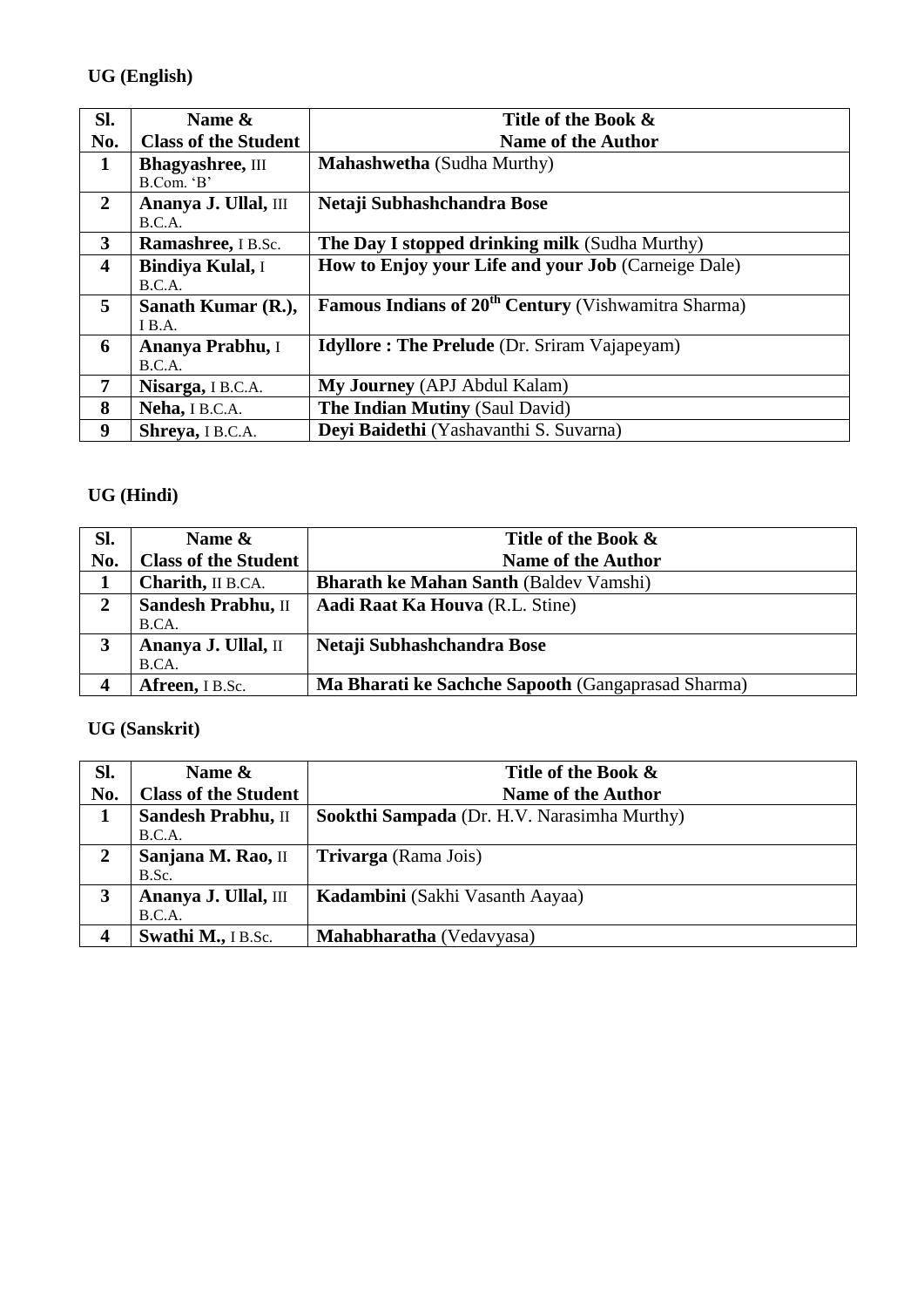**UG (English)**

| Sl. No. | Name & Class of the Student | Title of the Book & Name of the Author |
|---|---|---|
| 1 | **Bhagyashree,** III B.Com. 'B' | **Mahashwetha** (Sudha Murthy) |
| 2 | **Ananya J. Ullal,** III B.C.A. | **Netaji Subhashchandra Bose** |
| 3 | **Ramashree,** I B.Sc. | **The Day I stopped drinking milk** (Sudha Murthy) |
| 4 | **Bindiya Kulal,** I B.C.A. | **How to Enjoy your Life and your Job** (Carneige Dale) |
| 5 | **Sanath Kumar (R.),** I B.A. | **Famous Indians of 20th Century** (Vishwamitra Sharma) |
| 6 | **Ananya Prabhu,** I B.C.A. | **Idyllore : The Prelude** (Dr. Sriram Vajapeyam) |
| 7 | **Nisarga,** I B.C.A. | **My Journey** (APJ Abdul Kalam) |
| 8 | **Neha,** I B.C.A. | **The Indian Mutiny** (Saul David) |
| 9 | **Shreya,** I B.C.A. | **Deyi Baidethi** (Yashavanthi S. Suvarna) |

**UG (Hindi)**

| Sl. No. | Name & Class of the Student | Title of the Book & Name of the Author |
|---|---|---|
| 1 | **Charith,** II B.CA. | **Bharath ke Mahan Santh** (Baldev Vamshi) |
| 2 | **Sandesh Prabhu,** II B.CA. | **Aadi Raat Ka Houva** (R.L. Stine) |
| 3 | **Ananya J. Ullal,** II B.CA. | **Netaji Subhashchandra Bose** |
| 4 | **Afreen,** I B.Sc. | **Ma Bharati ke Sachche Sapooth** (Gangaprasad Sharma) |

**UG (Sanskrit)**

| Sl. No. | Name & Class of the Student | Title of the Book & Name of the Author |
|---|---|---|
| 1 | **Sandesh Prabhu,** II B.C.A. | **Sookthi Sampada** (Dr. H.V. Narasimha Murthy) |
| 2 | **Sanjana M. Rao,** II B.Sc. | **Trivarga** (Rama Jois) |
| 3 | **Ananya J. Ullal,** III B.C.A. | **Kadambini** (Sakhi Vasanth Aayaa) |
| 4 | **Swathi M.,** I B.Sc. | **Mahabharatha** (Vedavyasa) |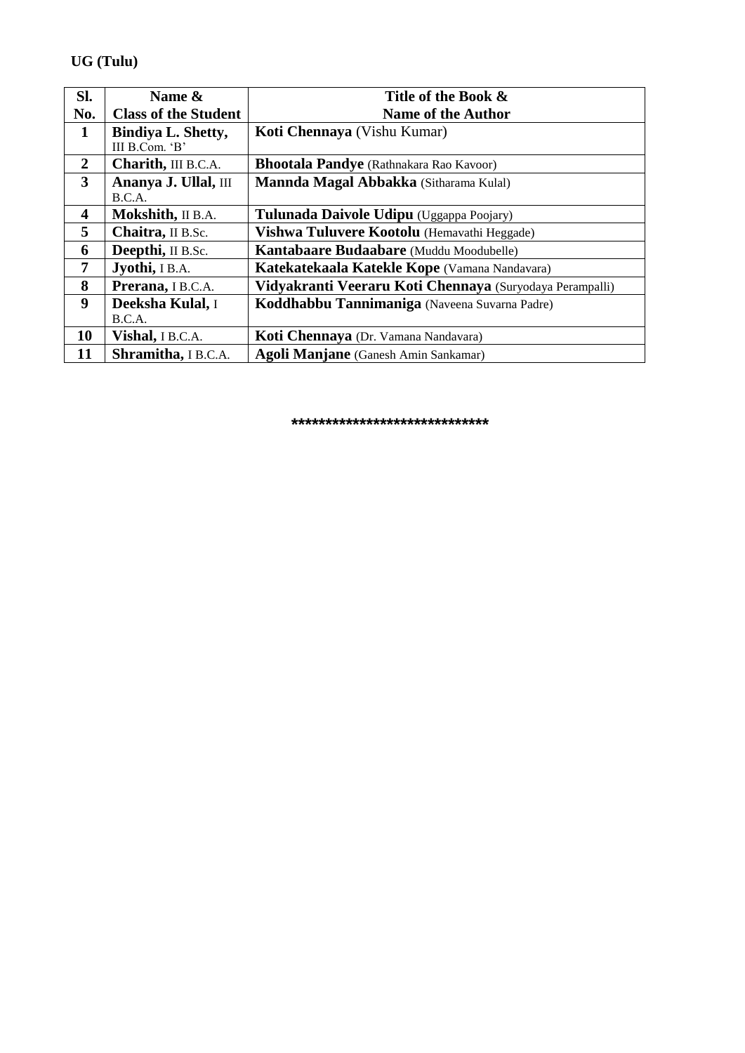**UG (Tulu)**

| Sl. No. | Name & Class of the Student | Title of the Book & Name of the Author |
|---|---|---|
| 1 | **Bindiya L. Shetty,** III B.Com. 'B' | **Koti Chennaya** (Vishu Kumar) |
| 2 | **Charith,** III B.C.A. | **Bhootala Pandye** (Rathnakara Rao Kavoor) |
| 3 | **Ananya J. Ullal,** III B.C.A. | **Mannda Magal Abbakka** (Sitharama Kulal) |
| 4 | **Mokshith,** II B.A. | **Tulunada Daivole Udipu** (Uggappa Poojary) |
| 5 | **Chaitra,** II B.Sc. | **Vishwa Tuluvere Kootolu** (Hemavathi Heggade) |
| 6 | **Deepthi,** II B.Sc. | **Kantabaare Budaabare** (Muddu Moodubelle) |
| 7 | **Jyothi,** I B.A. | **Katekatekaala Katekle Kope** (Vamana Nandavara) |
| 8 | **Prerana,** I B.C.A. | **Vidyakranti Veeraru Koti Chennaya** (Suryodaya Perampalli) |
| 9 | **Deeksha Kulal,** I B.C.A. | **Koddhabbu Tannimaniga** (Naveena Suvarna Padre) |
| 10 | **Vishal,** I B.C.A. | **Koti Chennaya** (Dr. Vamana Nandavara) |
| 11 | **Shramitha,** I B.C.A. | **Agoli Manjane** (Ganesh Amin Sankamar) |

*****************************